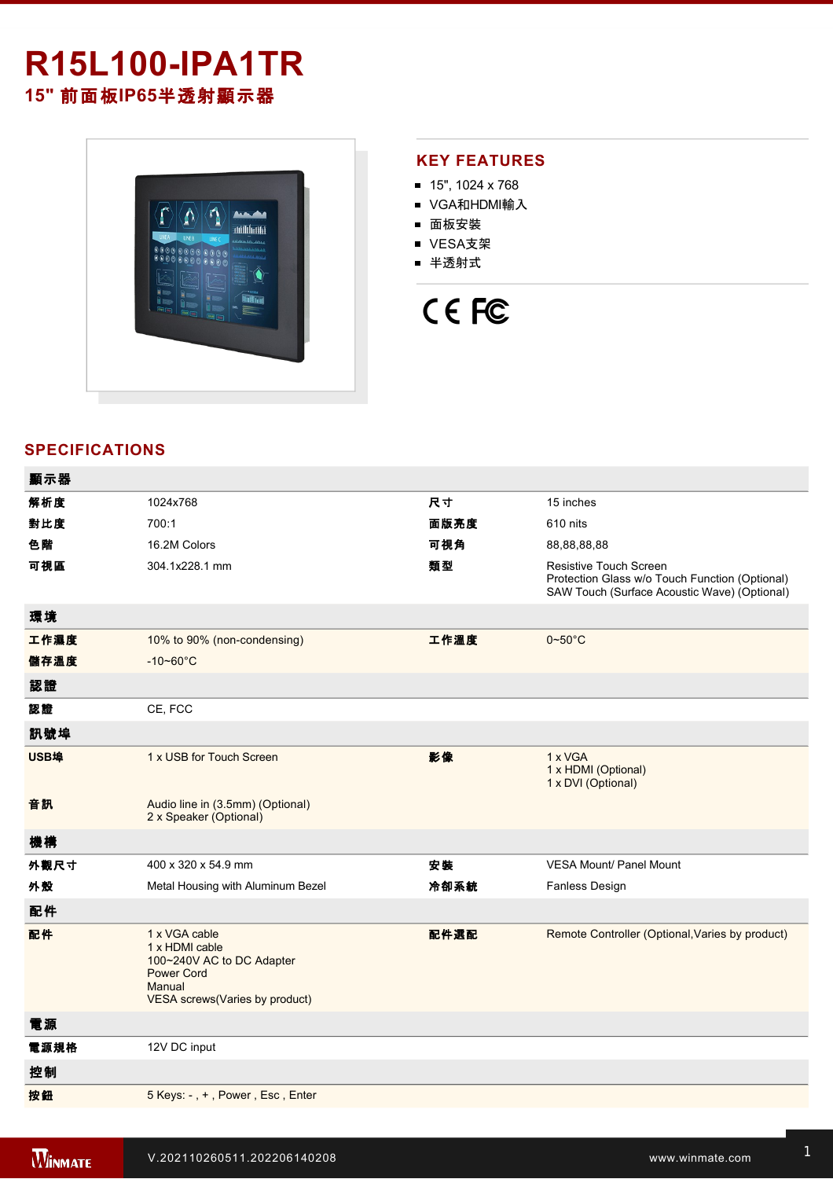# R15L100-IPA1TR

## 15" 前面板IP65半透射顯示器

## KEY FEATURES

- 15", 1024 x 768
- VGA和HDMI輸入
- 面板安裝
- VESA支架
- 半透射式

## SPECIFICATIONS

| 顯示器 | | | |
|---|---|---|---|
| 解析度 | 1024x768 | 尺寸 | 15 inches |
| 對比度 | 700:1 | 面版亮度 | 610 nits |
| 色階 | 16.2M Colors | 可視角 | 88,88,88,88 |
| 可視區 | 304.1x228.1 mm | 類型 | Resistive Touch Screen<br>Protection Glass w/o Touch Function (Optional)<br>SAW Touch (Surface Acoustic Wave) (Optional) |
| **環境** | | | |
| 工作濕度 | 10% to 90% (non-condensing) | 工作溫度 | 0~50°C |
| 儲存溫度 | -10~60°C | | |
| **認證** | | | |
| 認證 | CE, FCC | | |
| **訊號埠** | | | |
| USB埠 | 1 x USB for Touch Screen | 影像 | 1 x VGA<br>1 x HDMI (Optional)<br>1 x DVI (Optional) |
| 音訊 | Audio line in (3.5mm) (Optional)<br>2 x Speaker (Optional) | | |
| **機構** | | | |
| 外觀尺寸 | 400 x 320 x 54.9 mm | 安裝 | VESA Mount/ Panel Mount |
| 外殼 | Metal Housing with Aluminum Bezel | 冷卻系統 | Fanless Design |
| **配件** | | | |
| 配件 | 1 x VGA cable<br>1 x HDMI cable<br>100~240V AC to DC Adapter<br>Power Cord<br>Manual<br>VESA screws(Varies by product) | 配件選配 | Remote Controller (Optional,Varies by product) |
| **電源** | | | |
| 電源規格 | 12V DC input | | |
| **控制** | | | |
| 按鈕 | 5 Keys: - , + , Power , Esc , Enter | | |

V.202110260511.202206140208

www.winmate.com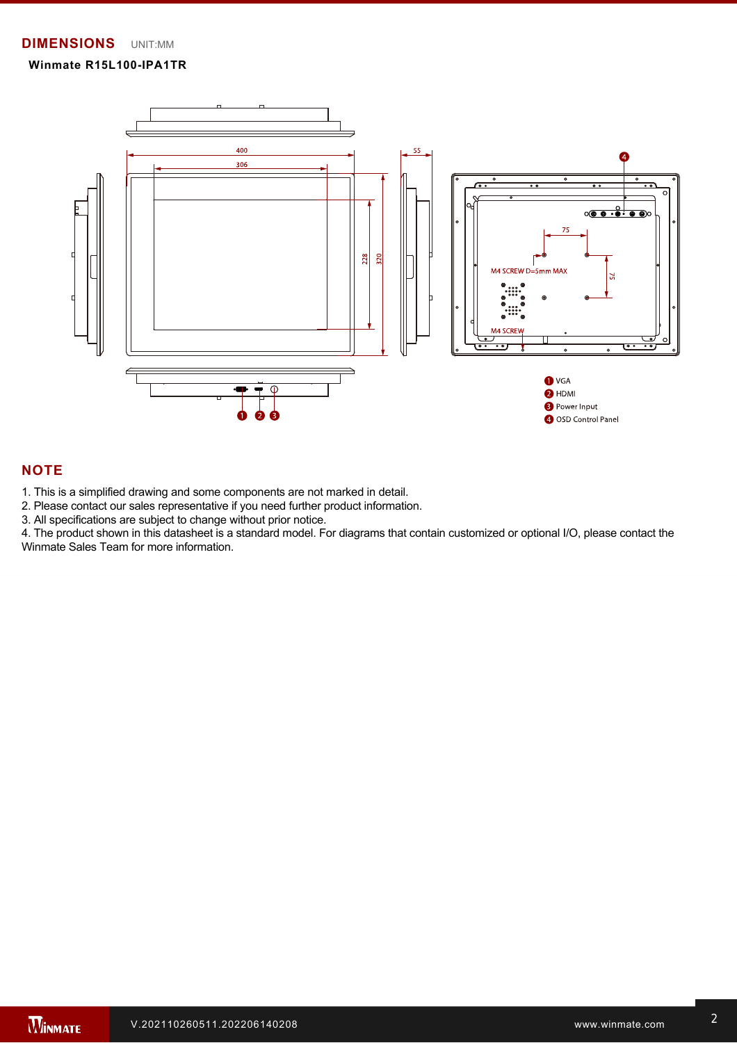## DIMENSIONS UNIT:MM

**Winmate R15L100-IPA1TR**

400
306
55
228
320
75
75
M4 SCREW D=5mm MAX
M4 SCREW

1 VGA
2 HDMI
3 Power Input
4 OSD Control Panel

## NOTE

1. This is a simplified drawing and some components are not marked in detail.
2. Please contact our sales representative if you need further product information.
3. All specifications are subject to change without prior notice.
4. The product shown in this datasheet is a standard model. For diagrams that contain customized or optional I/O, please contact the Winmate Sales Team for more information.

V.202110260511.202206140208

www.winmate.com